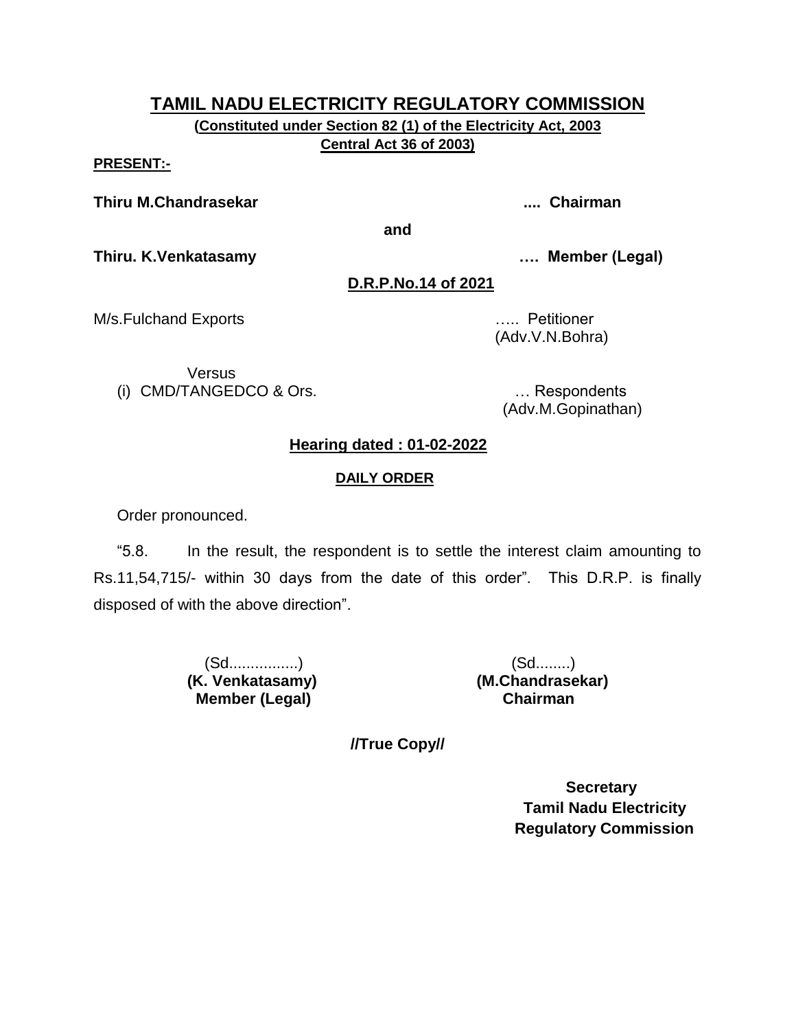# TAMIL NADU ELECTRICITY REGULATORY COMMISSION

**(Constituted under Section 82 (1) of the Electricity Act, 2003 Central Act 36 of 2003)**

**PRESENT:-**

**Thiru M.Chandrasekar .... Chairman**

**and**

**Thiru. K.Venkatasamy …. Member (Legal)**

**D.R.P.No.14 of 2021**

M/s.Fulchand Exports ….. Petitioner
(Adv.V.N.Bohra)

Versus

(i) CMD/TANGEDCO & Ors. … Respondents
(Adv.M.Gopinathan)

**Hearing dated : 01-02-2022**

**DAILY ORDER**

Order pronounced.

"5.8. In the result, the respondent is to settle the interest claim amounting to Rs.11,54,715/- within 30 days from the date of this order". This D.R.P. is finally disposed of with the above direction".

(Sd................)
**(K. Venkatasamy)**
**Member (Legal)**

(Sd........)
**(M.Chandrasekar)**
**Chairman**

**//True Copy//**

**Secretary**
**Tamil Nadu Electricity Regulatory Commission**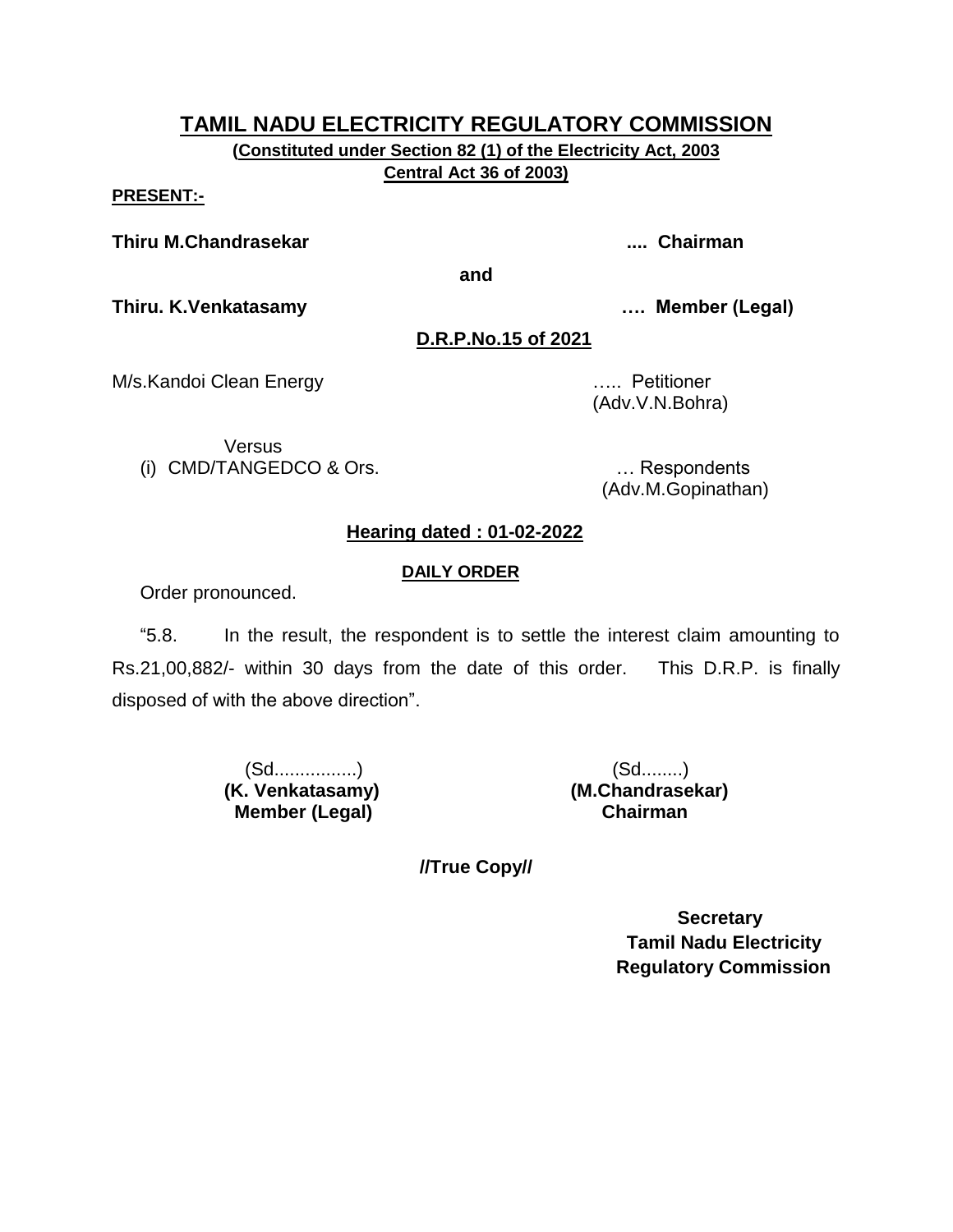# TAMIL NADU ELECTRICITY REGULATORY COMMISSION

**(Constituted under Section 82 (1) of the Electricity Act, 2003 Central Act 36 of 2003)**

**PRESENT:-**

**Thiru M.Chandrasekar .... Chairman**

**and**

**Thiru. K.Venkatasamy …. Member (Legal)**

**D.R.P.No.15 of 2021**

M/s.Kandoi Clean Energy ….. Petitioner
(Adv.V.N.Bohra)

Versus

(i) CMD/TANGEDCO & Ors. … Respondents
(Adv.M.Gopinathan)

**Hearing dated : 01-02-2022**

**DAILY ORDER**

Order pronounced.

"5.8. In the result, the respondent is to settle the interest claim amounting to Rs.21,00,882/- within 30 days from the date of this order. This D.R.P. is finally disposed of with the above direction".

(Sd................)
**(K. Venkatasamy)**
**Member (Legal)**

(Sd........)
**(M.Chandrasekar)**
**Chairman**

**//True Copy//**

**Secretary**
**Tamil Nadu Electricity Regulatory Commission**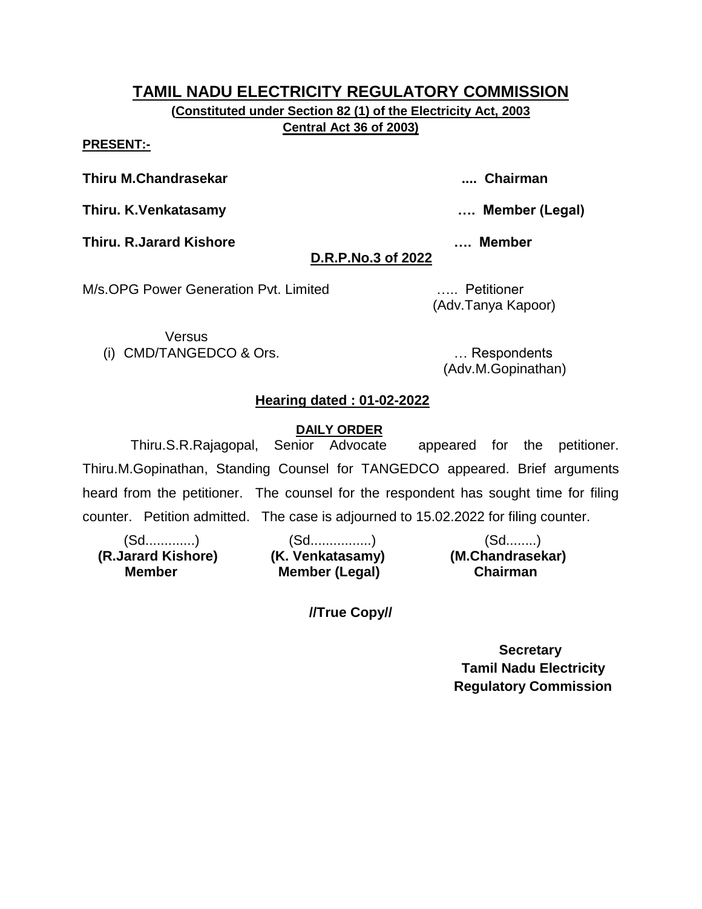# TAMIL NADU ELECTRICITY REGULATORY COMMISSION

**(Constituted under Section 82 (1) of the Electricity Act, 2003 Central Act 36 of 2003)**

**PRESENT:-**

**Thiru M.Chandrasekar .... Chairman**

**Thiru. K.Venkatasamy …. Member (Legal)**

**Thiru. R.Jarard Kishore …. Member**

**D.R.P.No.3 of 2022**

M/s.OPG Power Generation Pvt. Limited ….. Petitioner
(Adv.Tanya Kapoor)

Versus

(i) CMD/TANGEDCO & Ors. … Respondents
(Adv.M.Gopinathan)

**Hearing dated : 01-02-2022**

**DAILY ORDER**

Thiru.S.R.Rajagopal, Senior Advocate appeared for the petitioner. Thiru.M.Gopinathan, Standing Counsel for TANGEDCO appeared. Brief arguments heard from the petitioner. The counsel for the respondent has sought time for filing counter. Petition admitted. The case is adjourned to 15.02.2022 for filing counter.

| (Sd.............) | (Sd................) | (Sd........) |
|---|---|---|
| **(R.Jarard Kishore)** | **(K. Venkatasamy)** | **(M.Chandrasekar)** |
| **Member** | **Member (Legal)** | **Chairman** |

**//True Copy//**

**Secretary**
**Tamil Nadu Electricity Regulatory Commission**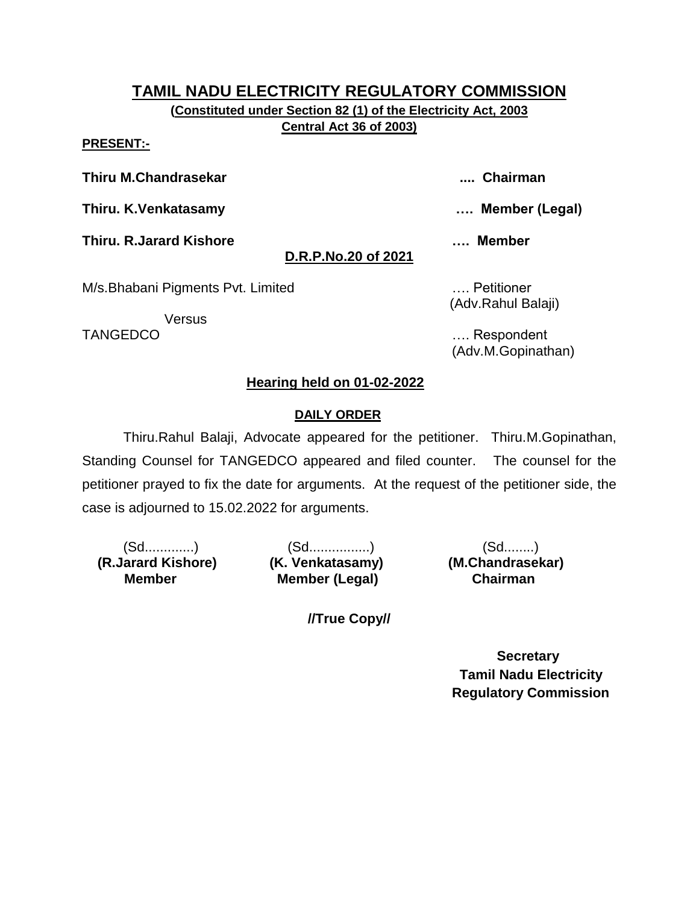# TAMIL NADU ELECTRICITY REGULATORY COMMISSION

**(Constituted under Section 82 (1) of the Electricity Act, 2003 Central Act 36 of 2003)**

**PRESENT:-**

**Thiru M.Chandrasekar** .... **Chairman**

**Thiru. K.Venkatasamy** …. **Member (Legal)**

**Thiru. R.Jarard Kishore** …. **Member**

**D.R.P.No.20 of 2021**

M/s.Bhabani Pigments Pvt. Limited …. Petitioner
(Adv.Rahul Balaji)

Versus

TANGEDCO …. Respondent
(Adv.M.Gopinathan)

**Hearing held on 01-02-2022**

**DAILY ORDER**

Thiru.Rahul Balaji, Advocate appeared for the petitioner. Thiru.M.Gopinathan, Standing Counsel for TANGEDCO appeared and filed counter. The counsel for the petitioner prayed to fix the date for arguments. At the request of the petitioner side, the case is adjourned to 15.02.2022 for arguments.

| (Sd............) | (Sd................) | (Sd........) |
|---|---|---|
| **(R.Jarard Kishore)** | **(K. Venkatasamy)** | **(M.Chandrasekar)** |
| **Member** | **Member (Legal)** | **Chairman** |

**//True Copy//**

**Secretary**
**Tamil Nadu Electricity**
**Regulatory Commission**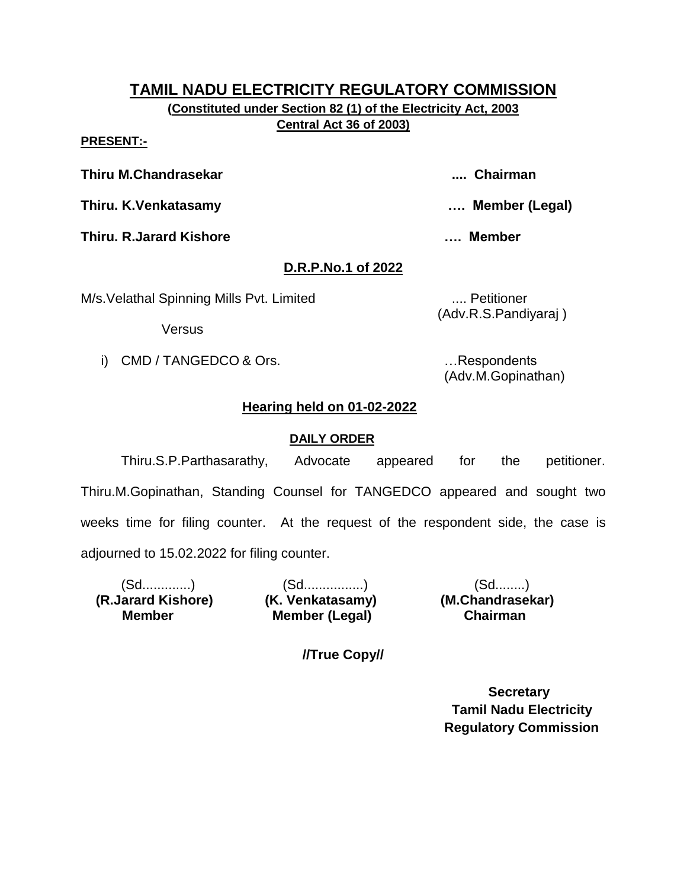# TAMIL NADU ELECTRICITY REGULATORY COMMISSION

**(Constituted under Section 82 (1) of the Electricity Act, 2003 Central Act 36 of 2003)**

**PRESENT:-**

**Thiru M.Chandrasekar .... Chairman**

**Thiru. K.Venkatasamy …. Member (Legal)**

**Thiru. R.Jarard Kishore …. Member**

## D.R.P.No.1 of 2022

M/s.Velathal Spinning Mills Pvt. Limited .... Petitioner
(Adv.R.S.Pandiyaraj )

Versus

i) CMD / TANGEDCO & Ors. …Respondents
(Adv.M.Gopinathan)

### Hearing held on 01-02-2022

**DAILY ORDER**

Thiru.S.P.Parthasarathy, Advocate appeared for the petitioner. Thiru.M.Gopinathan, Standing Counsel for TANGEDCO appeared and sought two weeks time for filing counter. At the request of the respondent side, the case is adjourned to 15.02.2022 for filing counter.

| (Sd.............) | (Sd................) | (Sd........) |
|---|---|---|
| **(R.Jarard Kishore)** | **(K. Venkatasamy)** | **(M.Chandrasekar)** |
| **Member** | **Member (Legal)** | **Chairman** |

**//True Copy//**

**Secretary**
**Tamil Nadu Electricity Regulatory Commission**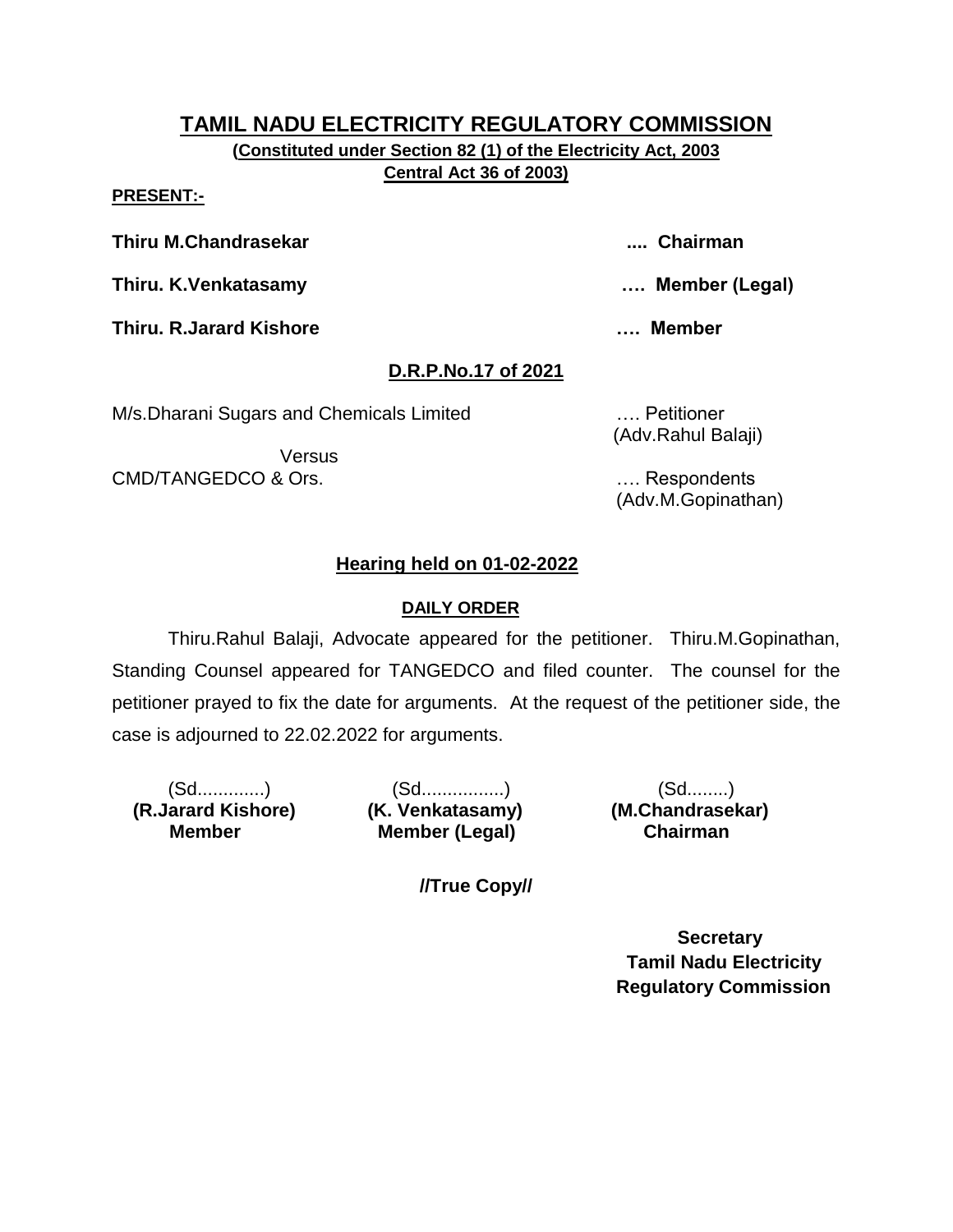# TAMIL NADU ELECTRICITY REGULATORY COMMISSION

**(Constituted under Section 82 (1) of the Electricity Act, 2003 Central Act 36 of 2003)**

**PRESENT:-**

**Thiru M.Chandrasekar .... Chairman**

**Thiru. K.Venkatasamy …. Member (Legal)**

**Thiru. R.Jarard Kishore …. Member**

**D.R.P.No.17 of 2021**

M/s.Dharani Sugars and Chemicals Limited …. Petitioner
(Adv.Rahul Balaji)

Versus

CMD/TANGEDCO & Ors. …. Respondents
(Adv.M.Gopinathan)

**Hearing held on 01-02-2022**

**DAILY ORDER**

Thiru.Rahul Balaji, Advocate appeared for the petitioner. Thiru.M.Gopinathan, Standing Counsel appeared for TANGEDCO and filed counter. The counsel for the petitioner prayed to fix the date for arguments. At the request of the petitioner side, the case is adjourned to 22.02.2022 for arguments.

| (Sd.............) | (Sd................) | (Sd........) |
|---|---|---|
| **(R.Jarard Kishore)** | **(K. Venkatasamy)** | **(M.Chandrasekar)** |
| **Member** | **Member (Legal)** | **Chairman** |

**//True Copy//**

**Secretary**
**Tamil Nadu Electricity Regulatory Commission**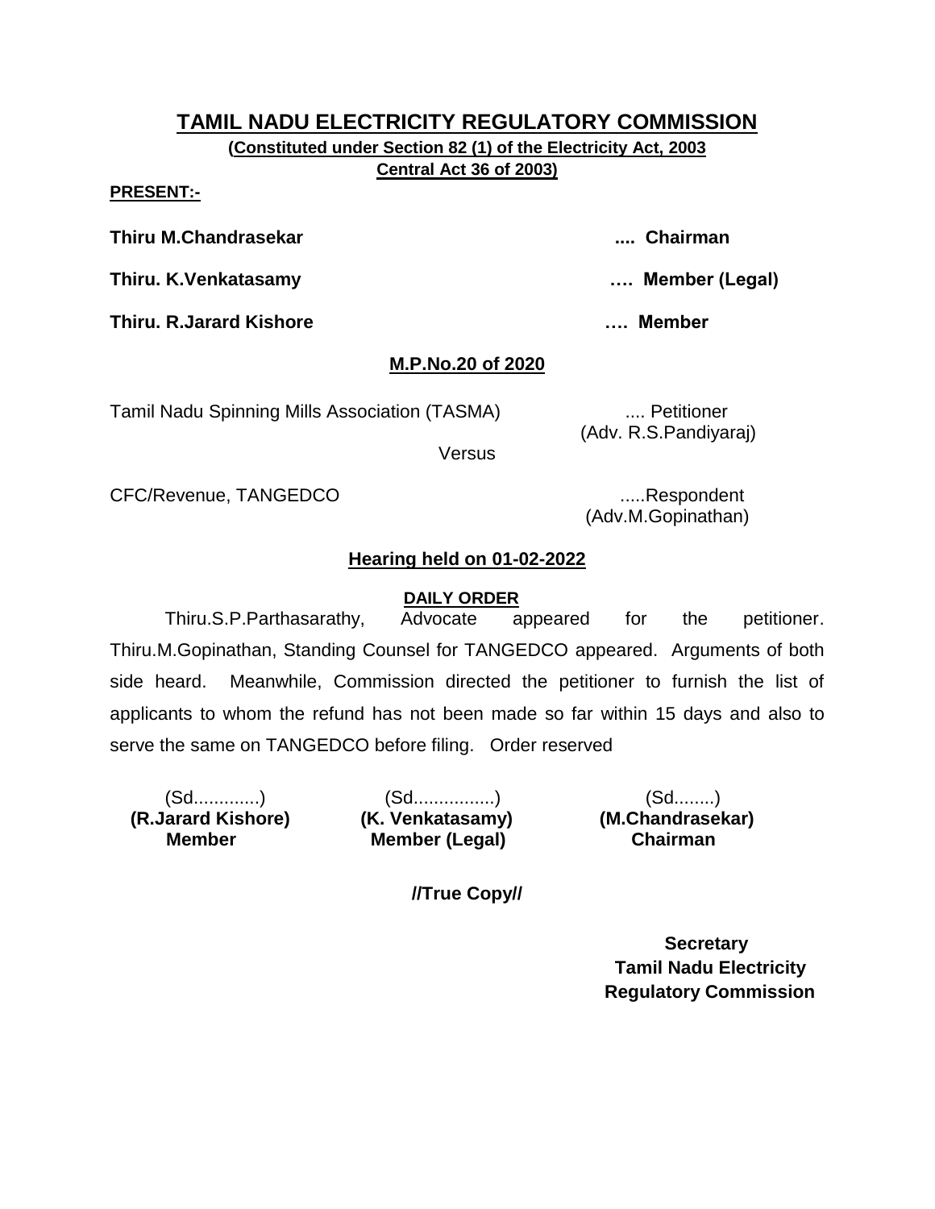# TAMIL NADU ELECTRICITY REGULATORY COMMISSION

**(Constituted under Section 82 (1) of the Electricity Act, 2003 Central Act 36 of 2003)**

**PRESENT:-**

**Thiru M.Chandrasekar .... Chairman**

**Thiru. K.Venkatasamy …. Member (Legal)**

**Thiru. R.Jarard Kishore …. Member**

## M.P.No.20 of 2020

Tamil Nadu Spinning Mills Association (TASMA) .... Petitioner
(Adv. R.S.Pandiyaraj)

Versus

CFC/Revenue, TANGEDCO .....Respondent
(Adv.M.Gopinathan)

## Hearing held on 01-02-2022

**DAILY ORDER**

Thiru.S.P.Parthasarathy, Advocate appeared for the petitioner. Thiru.M.Gopinathan, Standing Counsel for TANGEDCO appeared. Arguments of both side heard. Meanwhile, Commission directed the petitioner to furnish the list of applicants to whom the refund has not been made so far within 15 days and also to serve the same on TANGEDCO before filing. Order reserved

| (Sd.............) | (Sd................) | (Sd........) |
|---|---|---|
| **(R.Jarard Kishore)** | **(K. Venkatasamy)** | **(M.Chandrasekar)** |
| **Member** | **Member (Legal)** | **Chairman** |

**//True Copy//**

**Secretary**
**Tamil Nadu Electricity Regulatory Commission**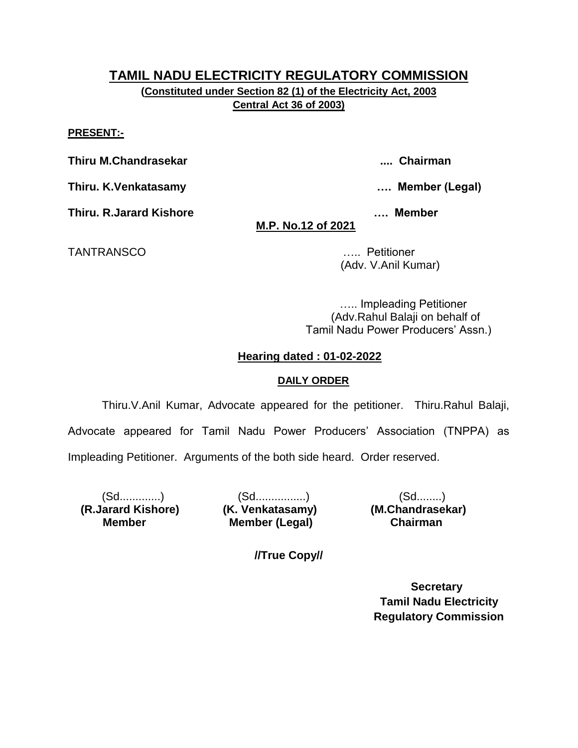# TAMIL NADU ELECTRICITY REGULATORY COMMISSION

**(Constituted under Section 82 (1) of the Electricity Act, 2003 Central Act 36 of 2003)**

**PRESENT:-**

**Thiru M.Chandrasekar .... Chairman**

**Thiru. K.Venkatasamy …. Member (Legal)**

**Thiru. R.Jarard Kishore …. Member**

**M.P. No.12 of 2021**

TANTRANSCO ….. Petitioner
(Adv. V.Anil Kumar)

….. Impleading Petitioner
(Adv.Rahul Balaji on behalf of Tamil Nadu Power Producers' Assn.)

**Hearing dated : 01-02-2022**

**DAILY ORDER**

Thiru.V.Anil Kumar, Advocate appeared for the petitioner. Thiru.Rahul Balaji, Advocate appeared for Tamil Nadu Power Producers' Association (TNPPA) as Impleading Petitioner. Arguments of the both side heard. Order reserved.

| (Sd............) | (Sd...............) | (Sd........) |
|---|---|---|
| **(R.Jarard Kishore)** | **(K. Venkatasamy)** | **(M.Chandrasekar)** |
| **Member** | **Member (Legal)** | **Chairman** |

**//True Copy//**

**Secretary**
**Tamil Nadu Electricity Regulatory Commission**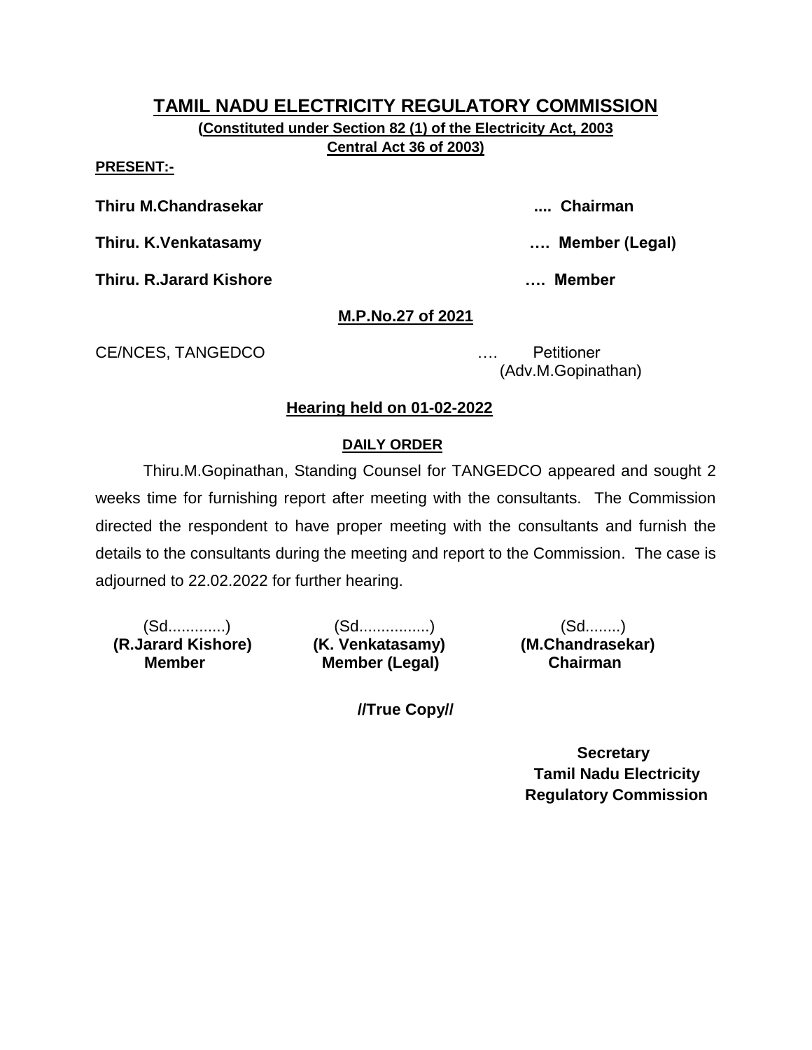# TAMIL NADU ELECTRICITY REGULATORY COMMISSION

**(Constituted under Section 82 (1) of the Electricity Act, 2003 Central Act 36 of 2003)**

**PRESENT:-**

**Thiru M.Chandrasekar** .... **Chairman**

**Thiru. K.Venkatasamy** …. **Member (Legal)**

**Thiru. R.Jarard Kishore** …. **Member**

**M.P.No.27 of 2021**

CE/NCES, TANGEDCO …. Petitioner
(Adv.M.Gopinathan)

**Hearing held on 01-02-2022**

**DAILY ORDER**

Thiru.M.Gopinathan, Standing Counsel for TANGEDCO appeared and sought 2 weeks time for furnishing report after meeting with the consultants. The Commission directed the respondent to have proper meeting with the consultants and furnish the details to the consultants during the meeting and report to the Commission. The case is adjourned to 22.02.2022 for further hearing.

| (Sd............) | (Sd...............) | (Sd........) |
|---|---|---|
| **(R.Jarard Kishore)** | **(K. Venkatasamy)** | **(M.Chandrasekar)** |
| **Member** | **Member (Legal)** | **Chairman** |

**//True Copy//**

**Secretary**
**Tamil Nadu Electricity**
**Regulatory Commission**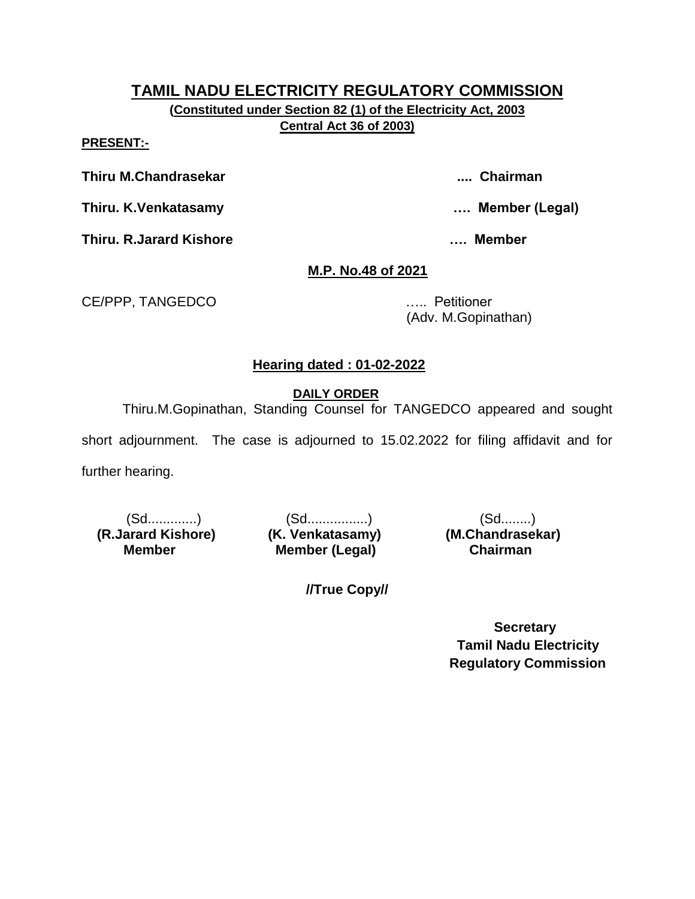# TAMIL NADU ELECTRICITY REGULATORY COMMISSION

**(Constituted under Section 82 (1) of the Electricity Act, 2003
Central Act 36 of 2003)**

**PRESENT:-**

**Thiru M.Chandrasekar .... Chairman**

**Thiru. K.Venkatasamy …. Member (Legal)**

**Thiru. R.Jarard Kishore …. Member**

**M.P. No.48 of 2021**

CE/PPP, TANGEDCO ….. Petitioner
(Adv. M.Gopinathan)

**Hearing dated : 01-02-2022**

**DAILY ORDER**

Thiru.M.Gopinathan, Standing Counsel for TANGEDCO appeared and sought short adjournment. The case is adjourned to 15.02.2022 for filing affidavit and for further hearing.

| (Sd.............) | (Sd................) | (Sd........) |
|---|---|---|
| **(R.Jarard Kishore)** | **(K. Venkatasamy)** | **(M.Chandrasekar)** |
| **Member** | **Member (Legal)** | **Chairman** |

**//True Copy//**

**Secretary
Tamil Nadu Electricity
Regulatory Commission**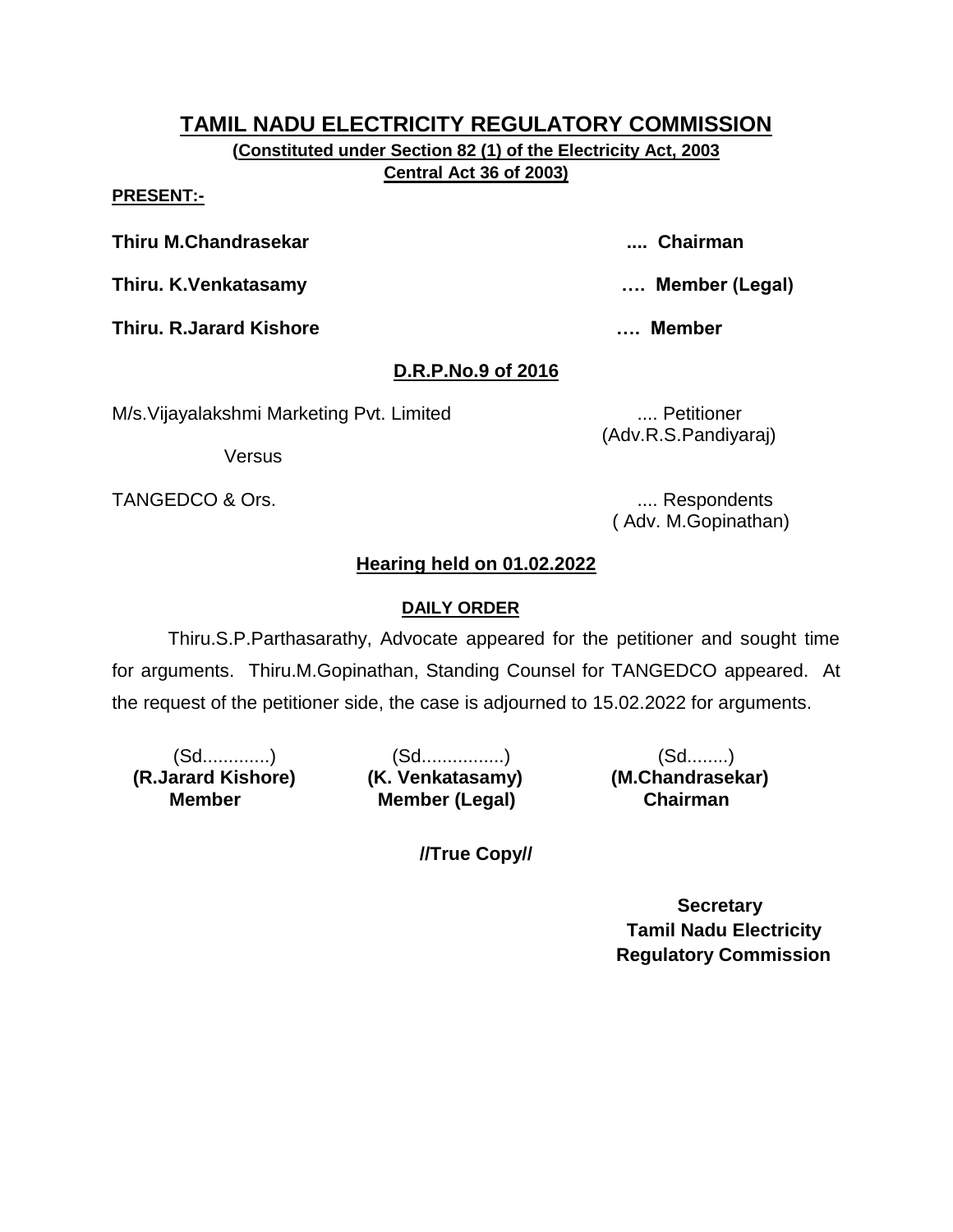# TAMIL NADU ELECTRICITY REGULATORY COMMISSION

**(Constituted under Section 82 (1) of the Electricity Act, 2003 Central Act 36 of 2003)**

**PRESENT:-**

**Thiru M.Chandrasekar** .... **Chairman**

**Thiru. K.Venkatasamy** …. **Member (Legal)**

**Thiru. R.Jarard Kishore** …. **Member**

**D.R.P.No.9 of 2016**

M/s.Vijayalakshmi Marketing Pvt. Limited .... Petitioner
(Adv.R.S.Pandiyaraj)

Versus

TANGEDCO & Ors. .... Respondents
( Adv. M.Gopinathan)

**Hearing held on 01.02.2022**

**DAILY ORDER**

Thiru.S.P.Parthasarathy, Advocate appeared for the petitioner and sought time for arguments. Thiru.M.Gopinathan, Standing Counsel for TANGEDCO appeared. At the request of the petitioner side, the case is adjourned to 15.02.2022 for arguments.

| (Sd.............) | (Sd................) | (Sd........) |
|---|---|---|
| **(R.Jarard Kishore)** | **(K. Venkatasamy)** | **(M.Chandrasekar)** |
| **Member** | **Member (Legal)** | **Chairman** |

**//True Copy//**

**Secretary**
**Tamil Nadu Electricity Regulatory Commission**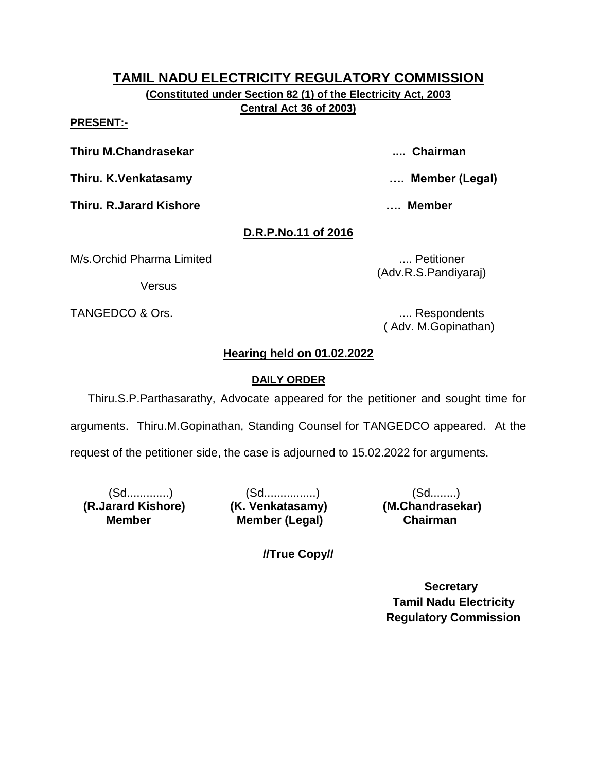# TAMIL NADU ELECTRICITY REGULATORY COMMISSION

**(Constituted under Section 82 (1) of the Electricity Act, 2003 Central Act 36 of 2003)**

**PRESENT:-**

**Thiru M.Chandrasekar** .... **Chairman**

**Thiru. K.Venkatasamy** …. **Member (Legal)**

**Thiru. R.Jarard Kishore** …. **Member**

**D.R.P.No.11 of 2016**

M/s.Orchid Pharma Limited .... Petitioner
(Adv.R.S.Pandiyaraj)

Versus

TANGEDCO & Ors. .... Respondents
( Adv. M.Gopinathan)

**Hearing held on 01.02.2022**

**DAILY ORDER**

Thiru.S.P.Parthasarathy, Advocate appeared for the petitioner and sought time for arguments. Thiru.M.Gopinathan, Standing Counsel for TANGEDCO appeared. At the request of the petitioner side, the case is adjourned to 15.02.2022 for arguments.

| (Sd.............) | (Sd................) | (Sd........) |
| --- | --- | --- |
| **(R.Jarard Kishore)** | **(K. Venkatasamy)** | **(M.Chandrasekar)** |
| **Member** | **Member (Legal)** | **Chairman** |

**//True Copy//**

**Secretary**
**Tamil Nadu Electricity Regulatory Commission**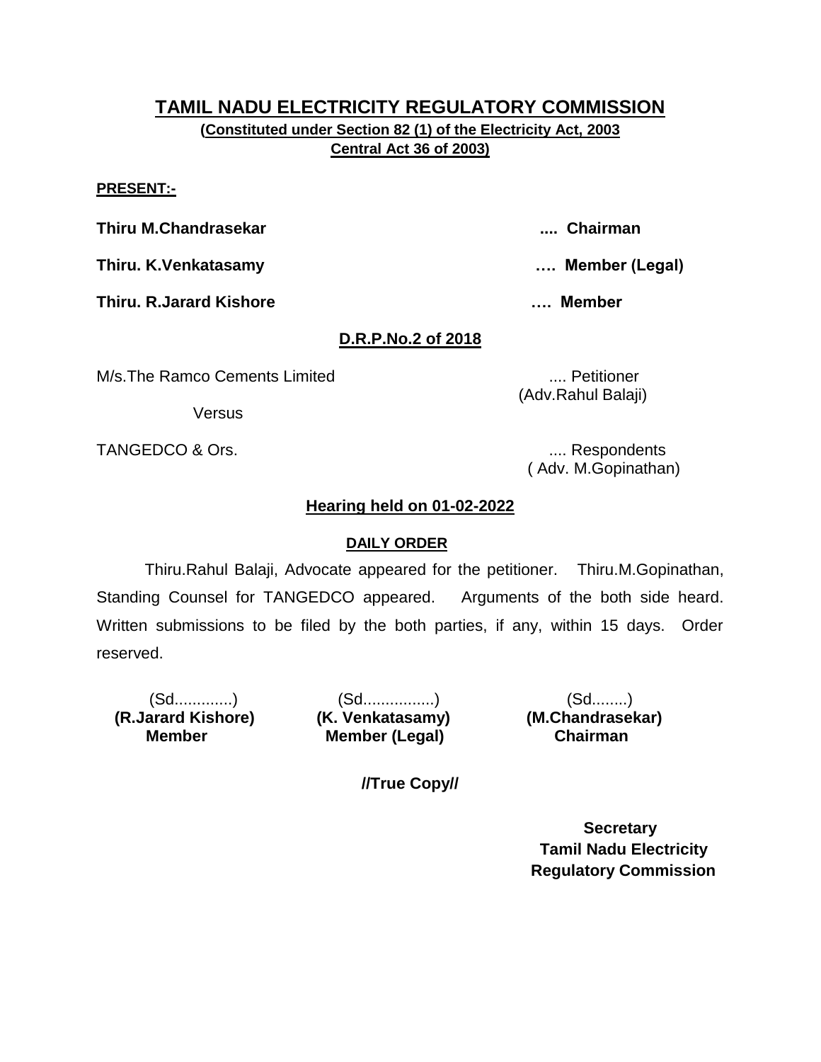# TAMIL NADU ELECTRICITY REGULATORY COMMISSION

**(Constituted under Section 82 (1) of the Electricity Act, 2003 Central Act 36 of 2003)**

**PRESENT:-**

**Thiru M.Chandrasekar .... Chairman**

**Thiru. K.Venkatasamy …. Member (Legal)**

**Thiru. R.Jarard Kishore …. Member**

**D.R.P.No.2 of 2018**

M/s.The Ramco Cements Limited .... Petitioner
(Adv.Rahul Balaji)

Versus

TANGEDCO & Ors. .... Respondents
( Adv. M.Gopinathan)

**Hearing held on 01-02-2022**

**DAILY ORDER**

Thiru.Rahul Balaji, Advocate appeared for the petitioner. Thiru.M.Gopinathan, Standing Counsel for TANGEDCO appeared. Arguments of the both side heard. Written submissions to be filed by the both parties, if any, within 15 days. Order reserved.

| (Sd.............) | (Sd................) | (Sd........) |
|---|---|---|
| **(R.Jarard Kishore)** | **(K. Venkatasamy)** | **(M.Chandrasekar)** |
| **Member** | **Member (Legal)** | **Chairman** |

**//True Copy//**

**Secretary**
**Tamil Nadu Electricity Regulatory Commission**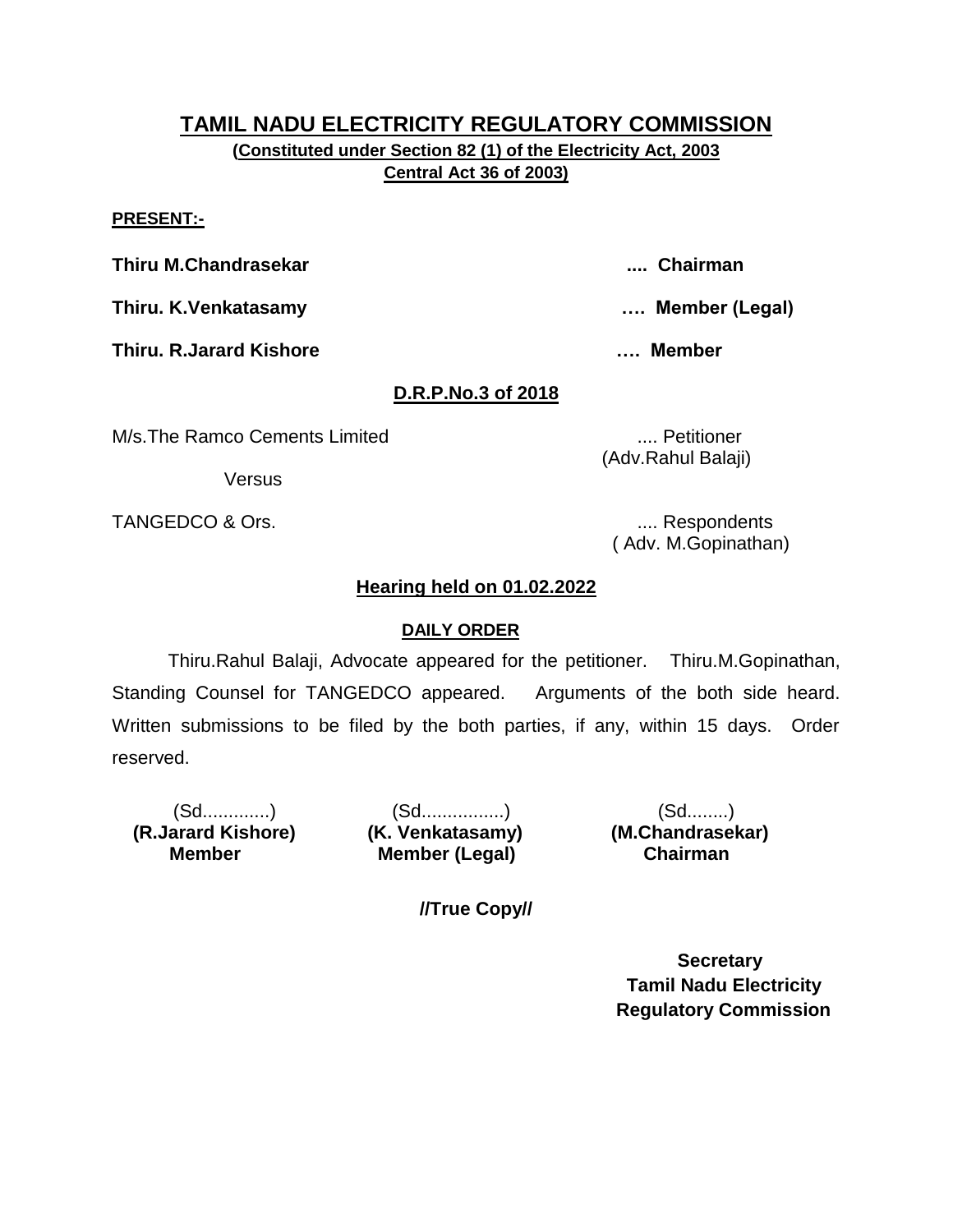# TAMIL NADU ELECTRICITY REGULATORY COMMISSION

**(Constituted under Section 82 (1) of the Electricity Act, 2003 Central Act 36 of 2003)**

**PRESENT:-**

**Thiru M.Chandrasekar .... Chairman**

**Thiru. K.Venkatasamy …. Member (Legal)**

**Thiru. R.Jarard Kishore …. Member**

## D.R.P.No.3 of 2018

M/s.The Ramco Cements Limited .... Petitioner
(Adv.Rahul Balaji)

Versus

TANGEDCO & Ors. .... Respondents
( Adv. M.Gopinathan)

### Hearing held on 01.02.2022

#### DAILY ORDER

Thiru.Rahul Balaji, Advocate appeared for the petitioner. Thiru.M.Gopinathan, Standing Counsel for TANGEDCO appeared. Arguments of the both side heard. Written submissions to be filed by the both parties, if any, within 15 days. Order reserved.

| (Sd.............) | (Sd................) | (Sd........) |
|---|---|---|
| **(R.Jarard Kishore)** | **(K. Venkatasamy)** | **(M.Chandrasekar)** |
| **Member** | **Member (Legal)** | **Chairman** |

**//True Copy//**

**Secretary**
**Tamil Nadu Electricity Regulatory Commission**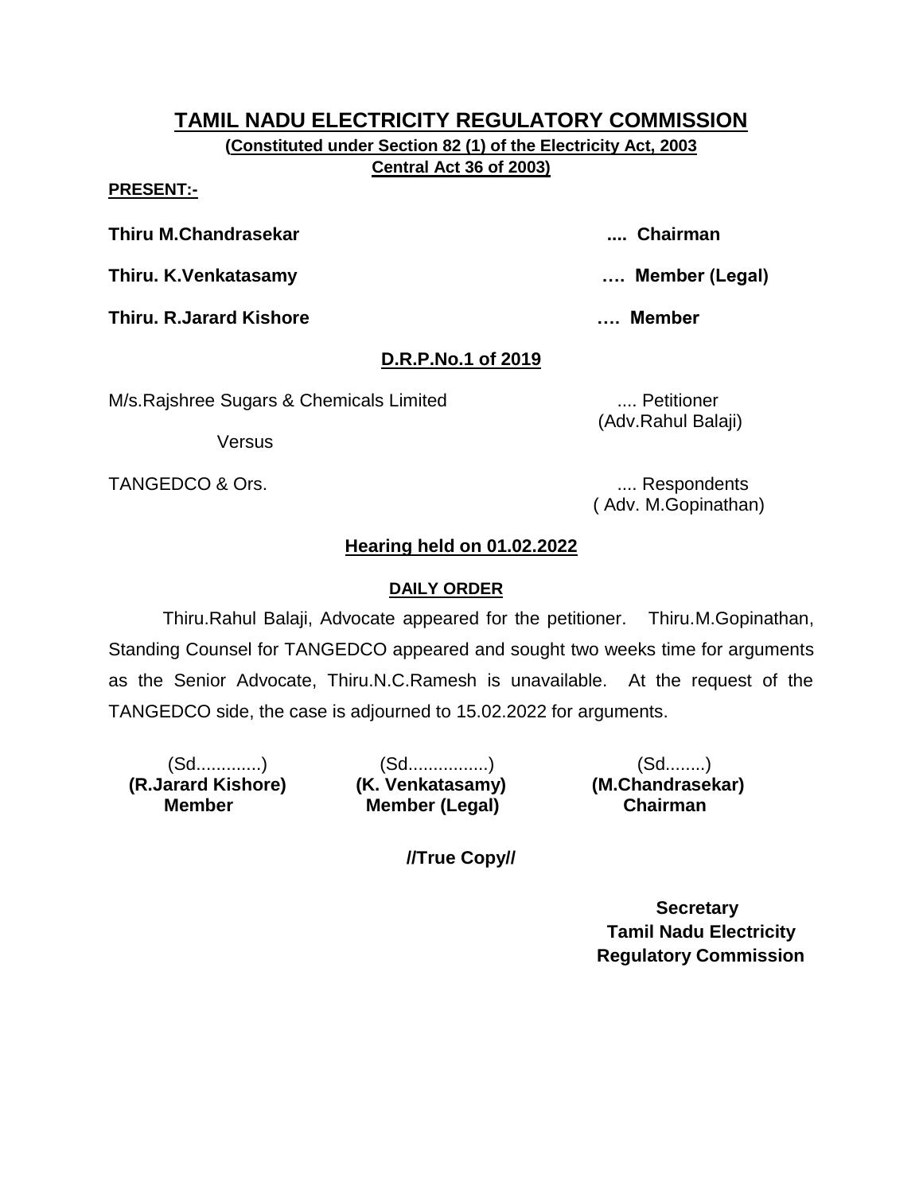# TAMIL NADU ELECTRICITY REGULATORY COMMISSION

**(Constituted under Section 82 (1) of the Electricity Act, 2003 Central Act 36 of 2003)**

**PRESENT:-**

**Thiru M.Chandrasekar .... Chairman**

**Thiru. K.Venkatasamy …. Member (Legal)**

**Thiru. R.Jarard Kishore …. Member**

**D.R.P.No.1 of 2019**

M/s.Rajshree Sugars & Chemicals Limited .... Petitioner
(Adv.Rahul Balaji)

Versus

TANGEDCO & Ors. .... Respondents
( Adv. M.Gopinathan)

**Hearing held on 01.02.2022**

**DAILY ORDER**

Thiru.Rahul Balaji, Advocate appeared for the petitioner. Thiru.M.Gopinathan, Standing Counsel for TANGEDCO appeared and sought two weeks time for arguments as the Senior Advocate, Thiru.N.C.Ramesh is unavailable. At the request of the TANGEDCO side, the case is adjourned to 15.02.2022 for arguments.

| (Sd.............) | (Sd................) | (Sd........) |
|---|---|---|
| **(R.Jarard Kishore)** | **(K. Venkatasamy)** | **(M.Chandrasekar)** |
| **Member** | **Member (Legal)** | **Chairman** |

**//True Copy//**

**Secretary**
**Tamil Nadu Electricity**
**Regulatory Commission**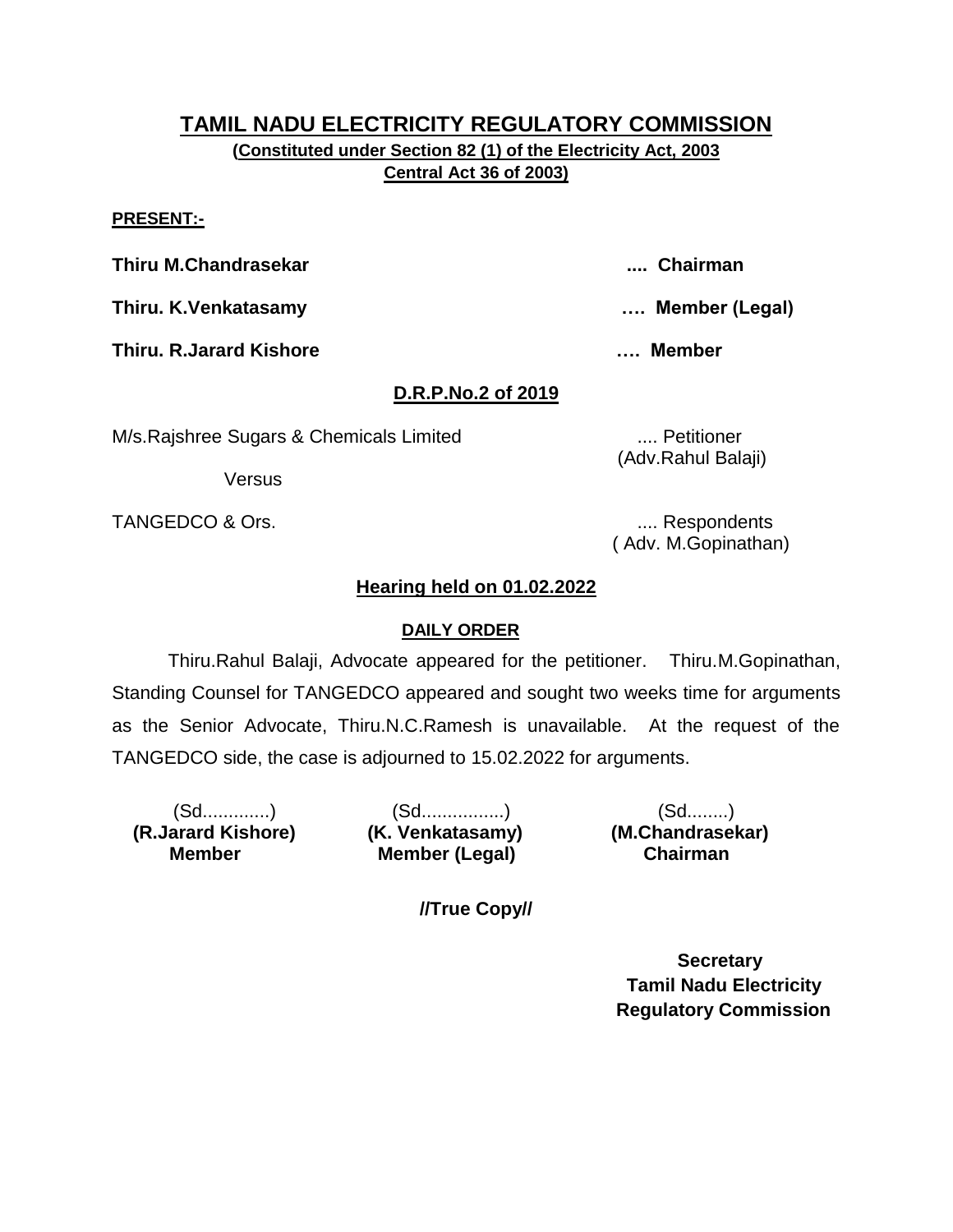# TAMIL NADU ELECTRICITY REGULATORY COMMISSION

**(Constituted under Section 82 (1) of the Electricity Act, 2003 Central Act 36 of 2003)**

**PRESENT:-**

**Thiru M.Chandrasekar .... Chairman**

**Thiru. K.Venkatasamy …. Member (Legal)**

**Thiru. R.Jarard Kishore …. Member**

## D.R.P.No.2 of 2019

M/s.Rajshree Sugars & Chemicals Limited .... Petitioner (Adv.Rahul Balaji)

Versus

TANGEDCO & Ors. .... Respondents ( Adv. M.Gopinathan)

### Hearing held on 01.02.2022

**DAILY ORDER**

Thiru.Rahul Balaji, Advocate appeared for the petitioner. Thiru.M.Gopinathan, Standing Counsel for TANGEDCO appeared and sought two weeks time for arguments as the Senior Advocate, Thiru.N.C.Ramesh is unavailable. At the request of the TANGEDCO side, the case is adjourned to 15.02.2022 for arguments.

| (Sd.............) | (Sd................) | (Sd........) |
|---|---|---|
| **(R.Jarard Kishore)** | **(K. Venkatasamy)** | **(M.Chandrasekar)** |
| **Member** | **Member (Legal)** | **Chairman** |

**//True Copy//**

**Secretary**
**Tamil Nadu Electricity Regulatory Commission**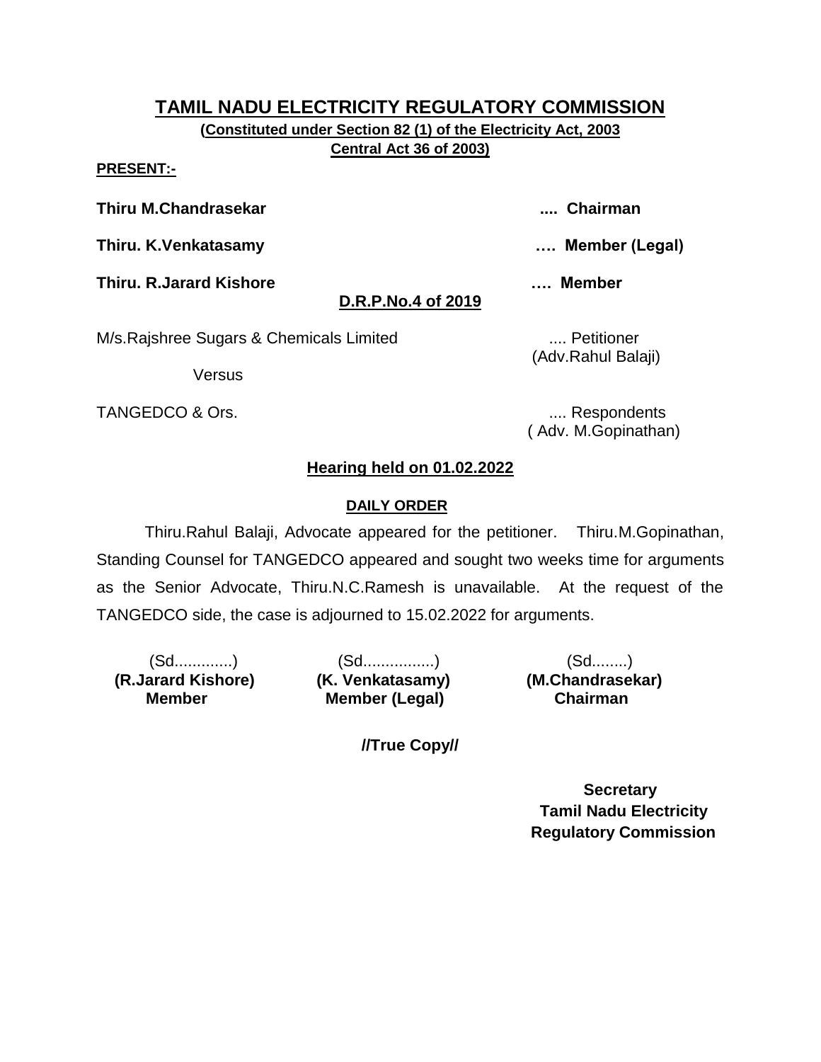# TAMIL NADU ELECTRICITY REGULATORY COMMISSION

**(Constituted under Section 82 (1) of the Electricity Act, 2003 Central Act 36 of 2003)**

**PRESENT:-**

**Thiru M.Chandrasekar .... Chairman**

**Thiru. K.Venkatasamy …. Member (Legal)**

**Thiru. R.Jarard Kishore …. Member**

**D.R.P.No.4 of 2019**

M/s.Rajshree Sugars & Chemicals Limited .... Petitioner (Adv.Rahul Balaji)

Versus

TANGEDCO & Ors. .... Respondents ( Adv. M.Gopinathan)

**Hearing held on 01.02.2022**

**DAILY ORDER**

Thiru.Rahul Balaji, Advocate appeared for the petitioner. Thiru.M.Gopinathan, Standing Counsel for TANGEDCO appeared and sought two weeks time for arguments as the Senior Advocate, Thiru.N.C.Ramesh is unavailable. At the request of the TANGEDCO side, the case is adjourned to 15.02.2022 for arguments.

| (Sd.............) | (Sd................) | (Sd........) |
|---|---|---|
| **(R.Jarard Kishore)** | **(K. Venkatasamy)** | **(M.Chandrasekar)** |
| **Member** | **Member (Legal)** | **Chairman** |

**//True Copy//**

**Secretary**
**Tamil Nadu Electricity Regulatory Commission**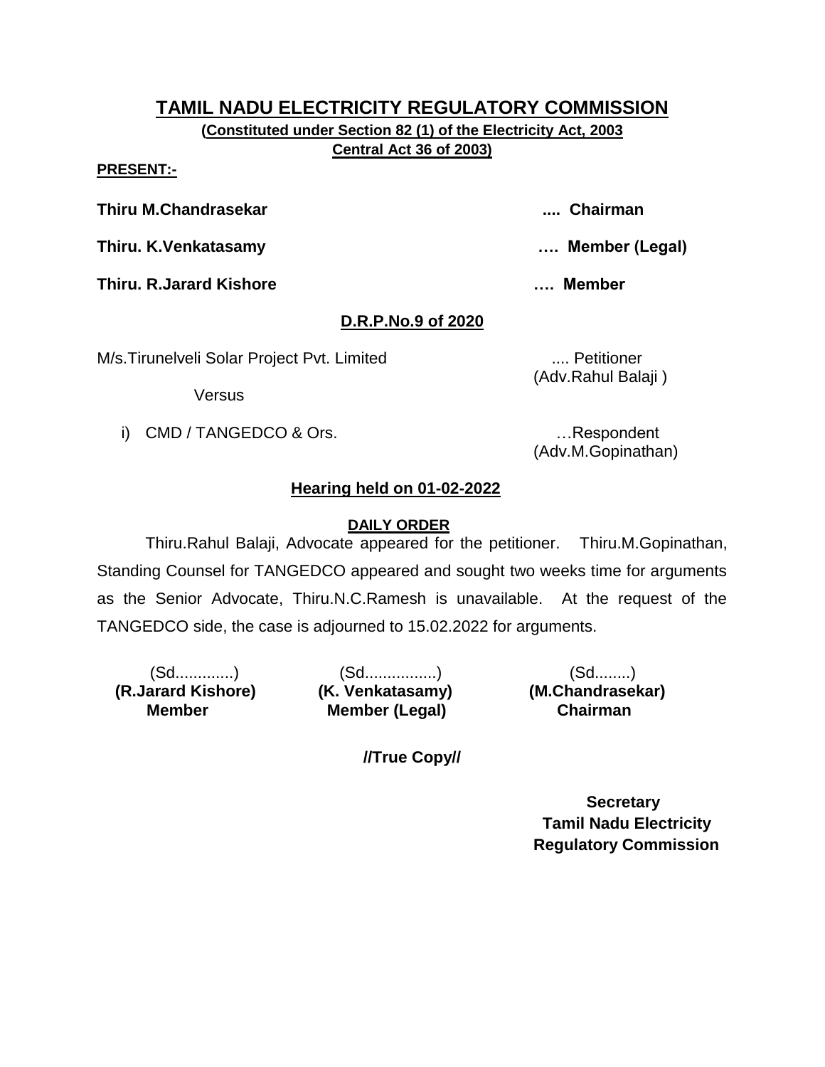# TAMIL NADU ELECTRICITY REGULATORY COMMISSION

**(Constituted under Section 82 (1) of the Electricity Act, 2003 Central Act 36 of 2003)**

**PRESENT:-**

**Thiru M.Chandrasekar .... Chairman**

**Thiru. K.Venkatasamy …. Member (Legal)**

**Thiru. R.Jarard Kishore …. Member**

**D.R.P.No.9 of 2020**

M/s.Tirunelveli Solar Project Pvt. Limited .... Petitioner
(Adv.Rahul Balaji )

Versus

i) CMD / TANGEDCO & Ors. …Respondent
(Adv.M.Gopinathan)

**Hearing held on 01-02-2022**

**DAILY ORDER**

Thiru.Rahul Balaji, Advocate appeared for the petitioner. Thiru.M.Gopinathan, Standing Counsel for TANGEDCO appeared and sought two weeks time for arguments as the Senior Advocate, Thiru.N.C.Ramesh is unavailable. At the request of the TANGEDCO side, the case is adjourned to 15.02.2022 for arguments.

| (Sd............) | (Sd................) | (Sd........) |
|---|---|---|
| **(R.Jarard Kishore)** | **(K. Venkatasamy)** | **(M.Chandrasekar)** |
| **Member** | **Member (Legal)** | **Chairman** |

**//True Copy//**

**Secretary**
**Tamil Nadu Electricity Regulatory Commission**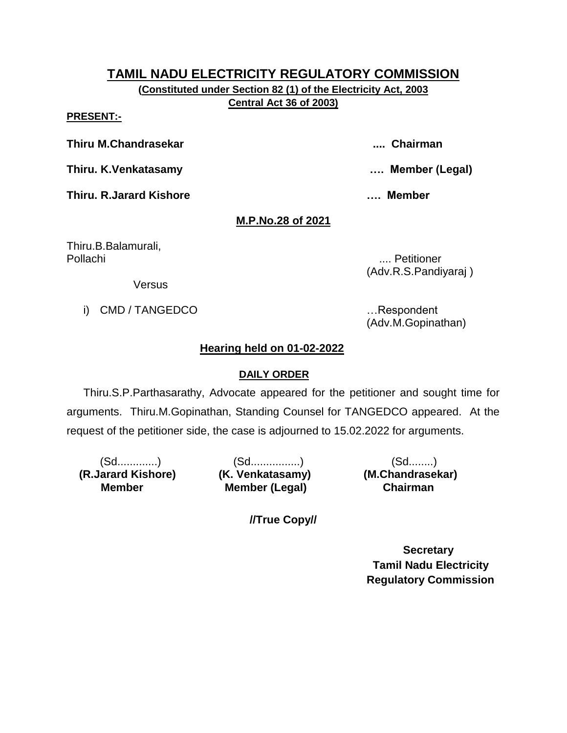# TAMIL NADU ELECTRICITY REGULATORY COMMISSION

**(Constituted under Section 82 (1) of the Electricity Act, 2003**
**Central Act 36 of 2003)**

**PRESENT:-**

**Thiru M.Chandrasekar .... Chairman**

**Thiru. K.Venkatasamy …. Member (Legal)**

**Thiru. R.Jarard Kishore …. Member**

**M.P.No.28 of 2021**

Thiru.B.Balamurali,
Pollachi .... Petitioner
(Adv.R.S.Pandiyaraj )

Versus

i) CMD / TANGEDCO …Respondent
(Adv.M.Gopinathan)

**Hearing held on 01-02-2022**

**DAILY ORDER**

Thiru.S.P.Parthasarathy, Advocate appeared for the petitioner and sought time for arguments. Thiru.M.Gopinathan, Standing Counsel for TANGEDCO appeared. At the request of the petitioner side, the case is adjourned to 15.02.2022 for arguments.

| (Sd............) | (Sd...............) | (Sd........) |
|---|---|---|
| **(R.Jarard Kishore)** | **(K. Venkatasamy)** | **(M.Chandrasekar)** |
| **Member** | **Member (Legal)** | **Chairman** |

**//True Copy//**

**Secretary**
**Tamil Nadu Electricity**
**Regulatory Commission**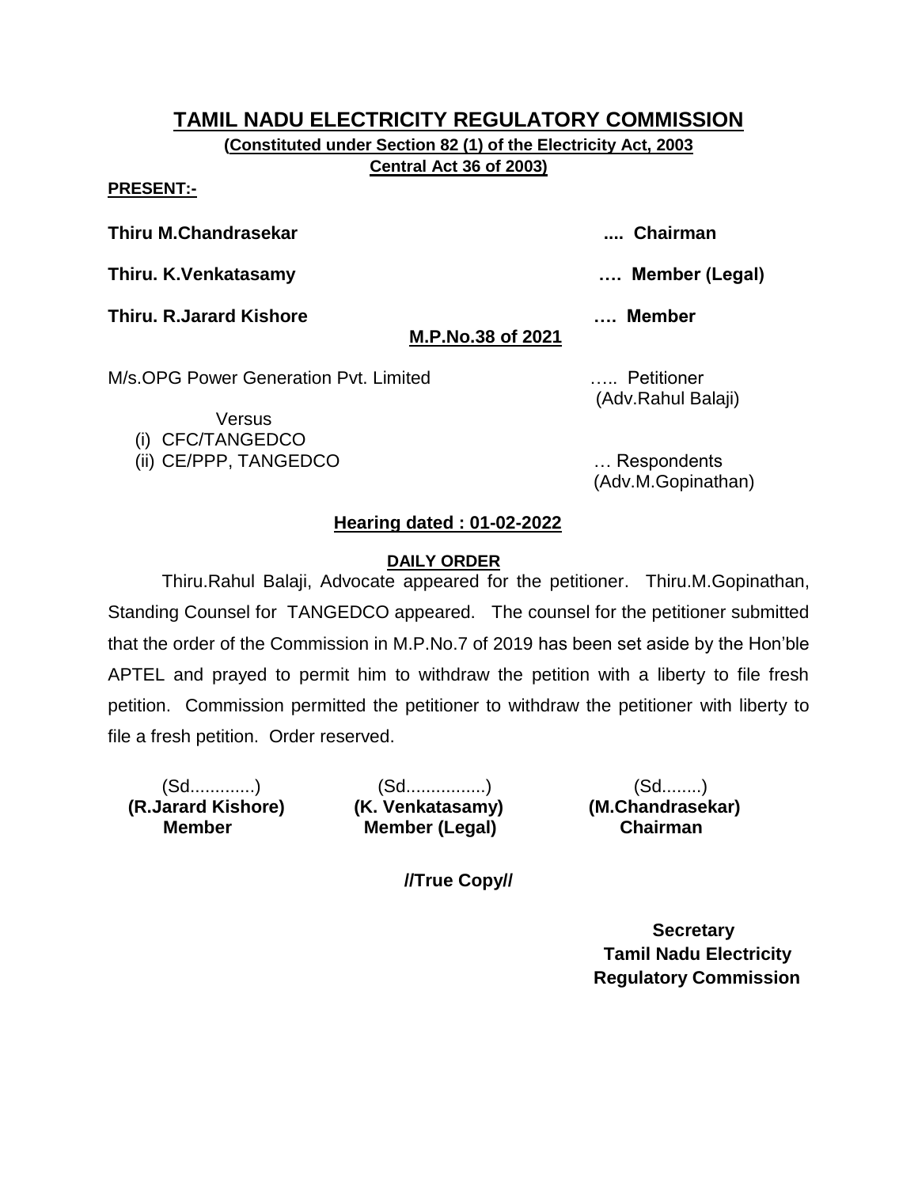# TAMIL NADU ELECTRICITY REGULATORY COMMISSION

**(Constituted under Section 82 (1) of the Electricity Act, 2003 Central Act 36 of 2003)**

**PRESENT:-**

**Thiru M.Chandrasekar** .... **Chairman**

**Thiru. K.Venkatasamy** …. **Member (Legal)**

**Thiru. R.Jarard Kishore** …. **Member**

**M.P.No.38 of 2021**

M/s.OPG Power Generation Pvt. Limited ….. Petitioner (Adv.Rahul Balaji)

Versus

(i) CFC/TANGEDCO
(ii) CE/PPP, TANGEDCO … Respondents (Adv.M.Gopinathan)

**Hearing dated : 01-02-2022**

**DAILY ORDER**

Thiru.Rahul Balaji, Advocate appeared for the petitioner. Thiru.M.Gopinathan, Standing Counsel for TANGEDCO appeared. The counsel for the petitioner submitted that the order of the Commission in M.P.No.7 of 2019 has been set aside by the Hon'ble APTEL and prayed to permit him to withdraw the petition with a liberty to file fresh petition. Commission permitted the petitioner to withdraw the petitioner with liberty to file a fresh petition. Order reserved.

| (Sd............) | (Sd................) | (Sd........) |
|---|---|---|
| **(R.Jarard Kishore)** | **(K. Venkatasamy)** | **(M.Chandrasekar)** |
| **Member** | **Member (Legal)** | **Chairman** |

**//True Copy//**

**Secretary**
**Tamil Nadu Electricity Regulatory Commission**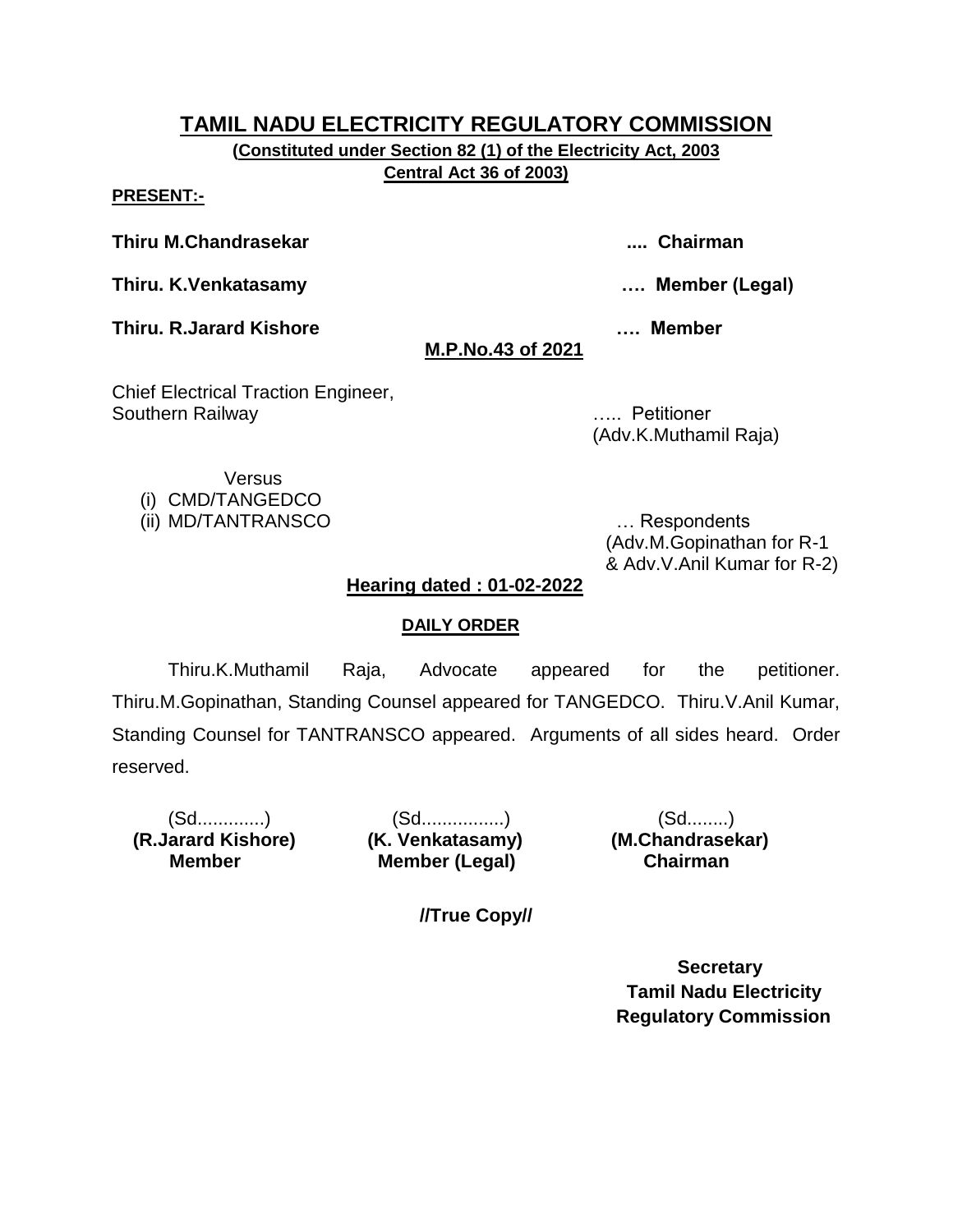# TAMIL NADU ELECTRICITY REGULATORY COMMISSION

**(Constituted under Section 82 (1) of the Electricity Act, 2003 Central Act 36 of 2003)**

**PRESENT:-**

**Thiru M.Chandrasekar** .... **Chairman**

**Thiru. K.Venkatasamy** …. **Member (Legal)**

**Thiru. R.Jarard Kishore** …. **Member**

**M.P.No.43 of 2021**

Chief Electrical Traction Engineer,
Southern Railway ….. Petitioner
(Adv.K.Muthamil Raja)

Versus

(i) CMD/TANGEDCO
(ii) MD/TANTRANSCO … Respondents
(Adv.M.Gopinathan for R-1 & Adv.V.Anil Kumar for R-2)

**Hearing dated : 01-02-2022**

**DAILY ORDER**

Thiru.K.Muthamil Raja, Advocate appeared for the petitioner. Thiru.M.Gopinathan, Standing Counsel appeared for TANGEDCO. Thiru.V.Anil Kumar, Standing Counsel for TANTRANSCO appeared. Arguments of all sides heard. Order reserved.

| (Sd............) | (Sd...............) | (Sd........) |
|---|---|---|
| **(R.Jarard Kishore)** | **(K. Venkatasamy)** | **(M.Chandrasekar)** |
| **Member** | **Member (Legal)** | **Chairman** |

**//True Copy//**

**Secretary**
**Tamil Nadu Electricity Regulatory Commission**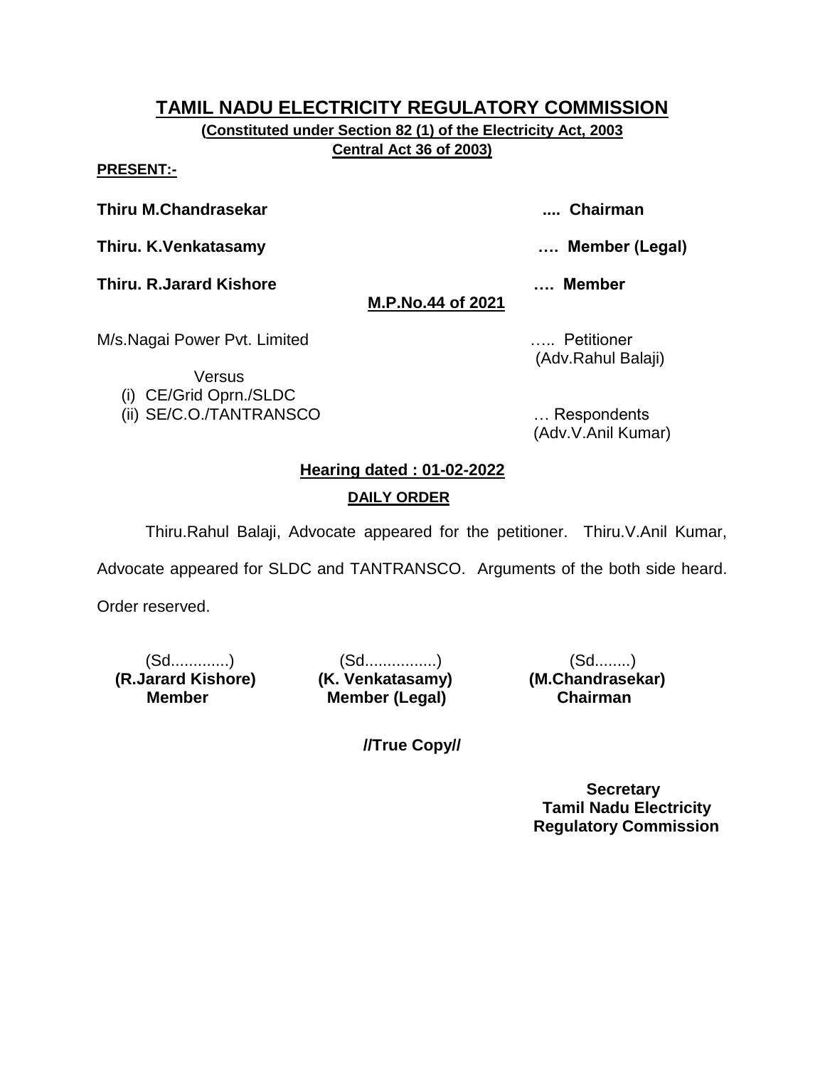# TAMIL NADU ELECTRICITY REGULATORY COMMISSION

**(Constituted under Section 82 (1) of the Electricity Act, 2003 Central Act 36 of 2003)**

**PRESENT:-**

**Thiru M.Chandrasekar** .... **Chairman**

**Thiru. K.Venkatasamy** …. **Member (Legal)**

**Thiru. R.Jarard Kishore** …. **Member**

**M.P.No.44 of 2021**

M/s.Nagai Power Pvt. Limited ….. Petitioner
(Adv.Rahul Balaji)

Versus

(i) CE/Grid Oprn./SLDC
(ii) SE/C.O./TANTRANSCO … Respondents
(Adv.V.Anil Kumar)

**Hearing dated : 01-02-2022**

**DAILY ORDER**

Thiru.Rahul Balaji, Advocate appeared for the petitioner. Thiru.V.Anil Kumar, Advocate appeared for SLDC and TANTRANSCO. Arguments of the both side heard. Order reserved.

| (Sd.............) | (Sd................) | (Sd........) |
|---|---|---|
| **(R.Jarard Kishore)** | **(K. Venkatasamy)** | **(M.Chandrasekar)** |
| **Member** | **Member (Legal)** | **Chairman** |

**//True Copy//**

**Secretary**
**Tamil Nadu Electricity Regulatory Commission**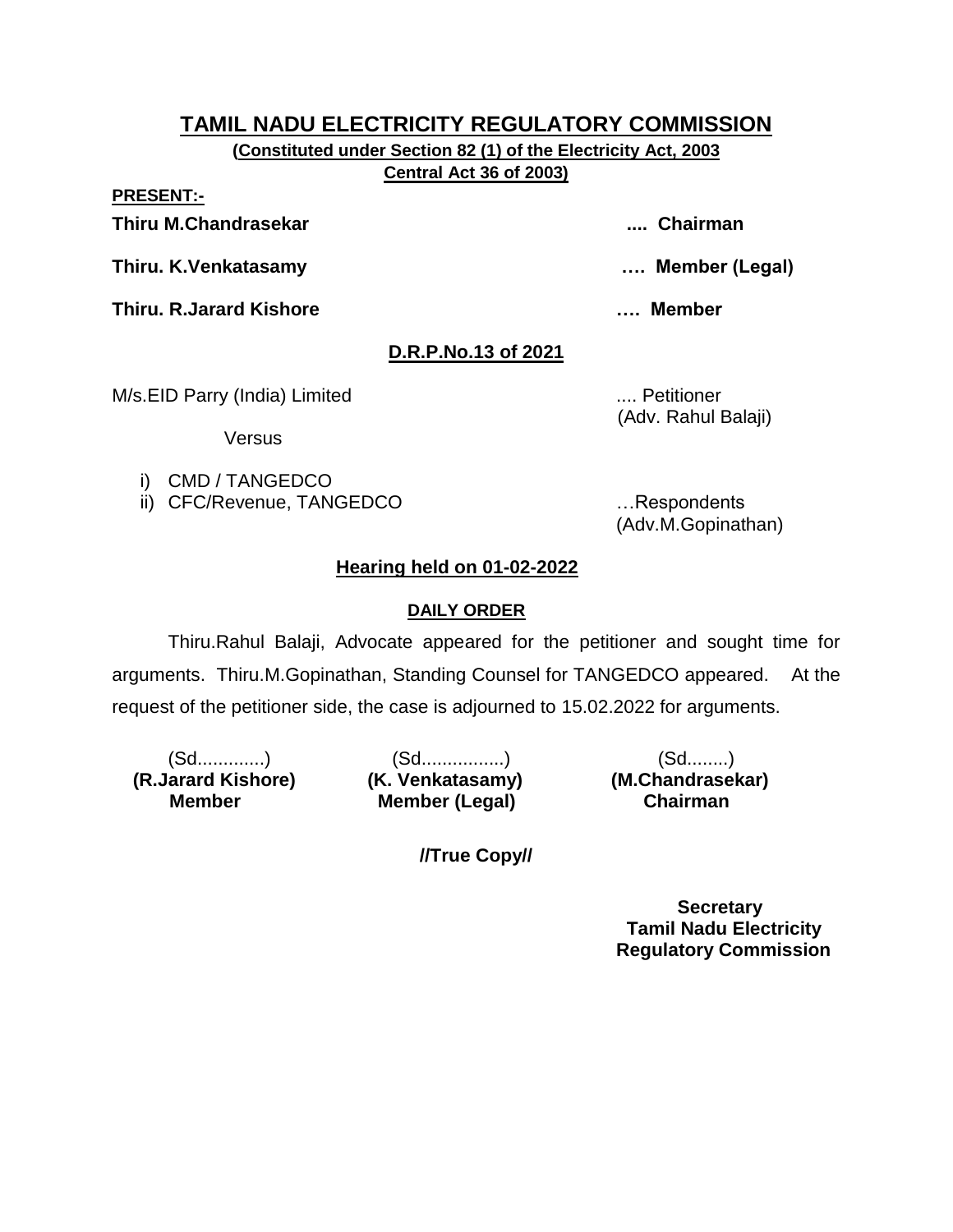# TAMIL NADU ELECTRICITY REGULATORY COMMISSION

**(Constituted under Section 82 (1) of the Electricity Act, 2003 Central Act 36 of 2003)**

**PRESENT:-**

**Thiru M.Chandrasekar** .... **Chairman**

**Thiru. K.Venkatasamy** …. **Member (Legal)**

**Thiru. R.Jarard Kishore** …. **Member**

## D.R.P.No.13 of 2021

M/s.EID Parry (India) Limited .... Petitioner
(Adv. Rahul Balaji)

Versus

i) CMD / TANGEDCO
ii) CFC/Revenue, TANGEDCO …Respondents
(Adv.M.Gopinathan)

## Hearing held on 01-02-2022

### DAILY ORDER

Thiru.Rahul Balaji, Advocate appeared for the petitioner and sought time for arguments. Thiru.M.Gopinathan, Standing Counsel for TANGEDCO appeared. At the request of the petitioner side, the case is adjourned to 15.02.2022 for arguments.

| (Sd............) | (Sd...............) | (Sd........) |
|---|---|---|
| **(R.Jarard Kishore)** | **(K. Venkatasamy)** | **(M.Chandrasekar)** |
| **Member** | **Member (Legal)** | **Chairman** |

**//True Copy//**

**Secretary**
**Tamil Nadu Electricity**
**Regulatory Commission**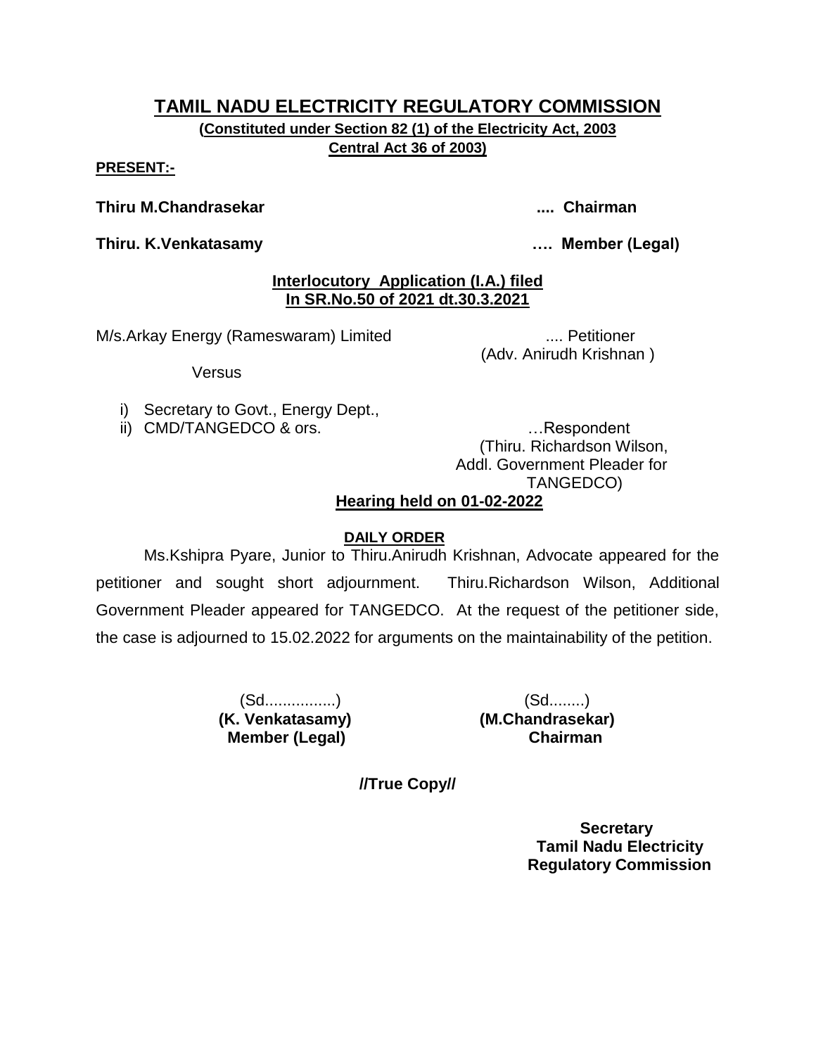# TAMIL NADU ELECTRICITY REGULATORY COMMISSION

**(Constituted under Section 82 (1) of the Electricity Act, 2003**
**Central Act 36 of 2003)**

**PRESENT:-**

**Thiru M.Chandrasekar .... Chairman**

**Thiru. K.Venkatasamy …. Member (Legal)**

**Interlocutory Application (I.A.) filed**
**In SR.No.50 of 2021 dt.30.3.2021**

M/s.Arkay Energy (Rameswaram) Limited .... Petitioner
(Adv. Anirudh Krishnan )

Versus

i) Secretary to Govt., Energy Dept.,
ii) CMD/TANGEDCO & ors. …Respondent
(Thiru. Richardson Wilson, Addl. Government Pleader for TANGEDCO)

**Hearing held on 01-02-2022**

**DAILY ORDER**

Ms.Kshipra Pyare, Junior to Thiru.Anirudh Krishnan, Advocate appeared for the petitioner and sought short adjournment. Thiru.Richardson Wilson, Additional Government Pleader appeared for TANGEDCO. At the request of the petitioner side, the case is adjourned to 15.02.2022 for arguments on the maintainability of the petition.

(Sd................)
**(K. Venkatasamy)**
**Member (Legal)**

(Sd........)
**(M.Chandrasekar)**
**Chairman**

**//True Copy//**

**Secretary**
**Tamil Nadu Electricity Regulatory Commission**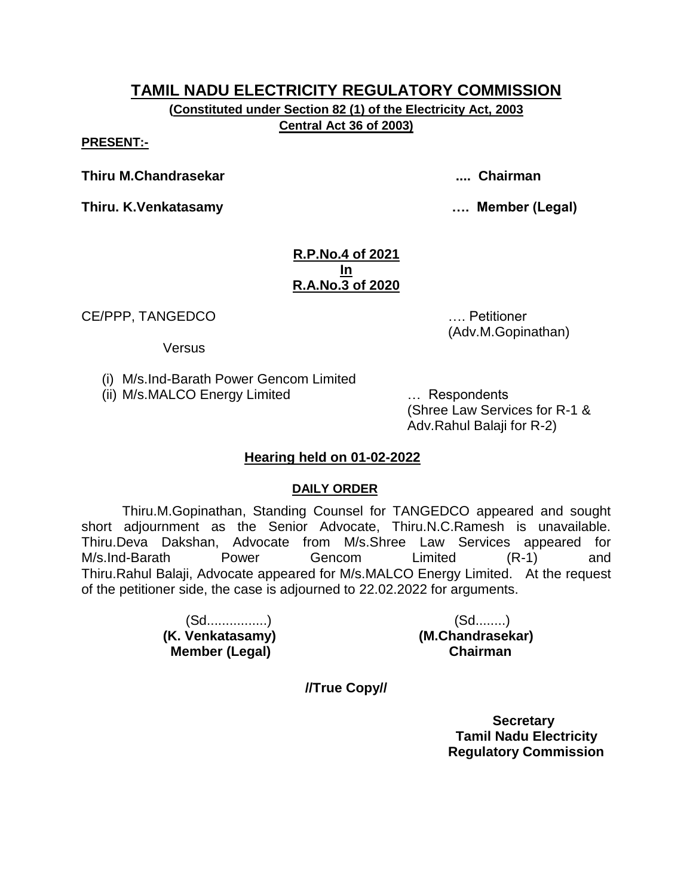# TAMIL NADU ELECTRICITY REGULATORY COMMISSION

**(Constituted under Section 82 (1) of the Electricity Act, 2003 Central Act 36 of 2003)**

**PRESENT:-**

**Thiru M.Chandrasekar** .... **Chairman**

**Thiru. K.Venkatasamy** …. **Member (Legal)**

**R.P.No.4 of 2021**
**In**
**R.A.No.3 of 2020**

CE/PPP, TANGEDCO …. Petitioner
(Adv.M.Gopinathan)

Versus

(i) M/s.Ind-Barath Power Gencom Limited
(ii) M/s.MALCO Energy Limited … Respondents
(Shree Law Services for R-1 & Adv.Rahul Balaji for R-2)

**Hearing held on 01-02-2022**

**DAILY ORDER**

Thiru.M.Gopinathan, Standing Counsel for TANGEDCO appeared and sought short adjournment as the Senior Advocate, Thiru.N.C.Ramesh is unavailable. Thiru.Deva Dakshan, Advocate from M/s.Shree Law Services appeared for M/s.Ind-Barath Power Gencom Limited (R-1) and Thiru.Rahul Balaji, Advocate appeared for M/s.MALCO Energy Limited. At the request of the petitioner side, the case is adjourned to 22.02.2022 for arguments.

(Sd................)
**(K. Venkatasamy)**
**Member (Legal)**

(Sd........)
**(M.Chandrasekar)**
**Chairman**

**//True Copy//**

**Secretary**
**Tamil Nadu Electricity Regulatory Commission**